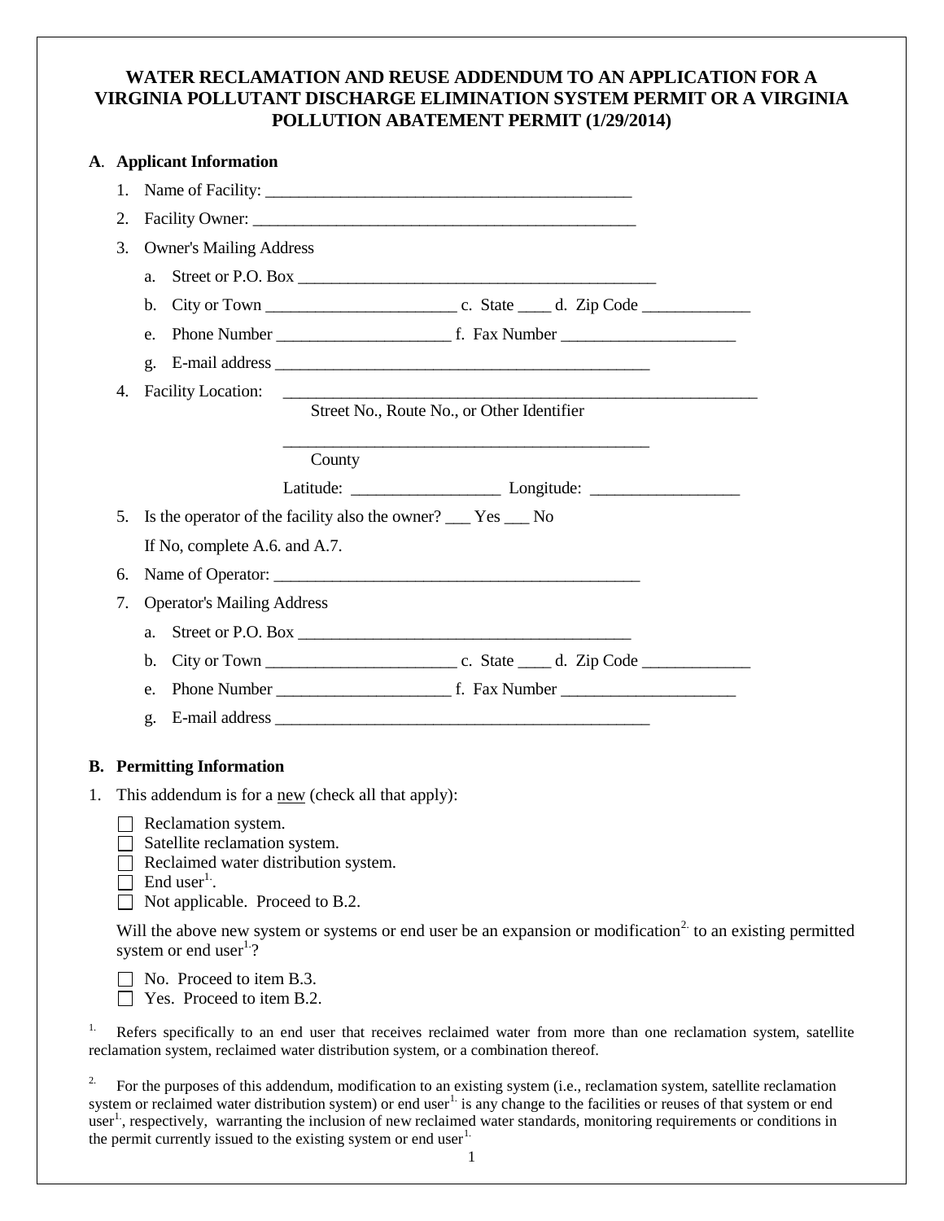# WATER RECLAMATION AND REUSE ADDENDUM TO AN APPLICATION FOR A VIRGINIA POLLUTANT DISCHARGE ELIMINATION SYSTEM PERMIT OR A VIRGINIA POLLUTION ABATEMENT PERMIT (1/29/2014)

## A. Applicant Information

1. Name of Facility: _______________________________________________
2. Facility Owner: _________________________________________________
3. Owner's Mailing Address
   a. Street or P.O. Box _____________________________________________
   b. City or Town ________________________ c. State ____ d. Zip Code _____________
   e. Phone Number _____________________ f. Fax Number _____________________
   g. E-mail address _______________________________________________
4. Facility Location: ____________________________________________________________
   Street No., Route No., or Other Identifier

   _______________________________________________
   County

   Latitude: __________________ Longitude: __________________
5. Is the operator of the facility also the owner? ___ Yes ___ No

   If No, complete A.6. and A.7.
6. Name of Operator: _______________________________________________
7. Operator's Mailing Address
   a. Street or P.O. Box __________________________________________
   b. City or Town ________________________ c. State ____ d. Zip Code _____________
   e. Phone Number _____________________ f. Fax Number _____________________
   g. E-mail address _______________________________________________

## B. Permitting Information

1. This addendum is for a new (check all that apply):

   ☐ Reclamation system.
   ☐ Satellite reclamation system.
   ☐ Reclaimed water distribution system.
   ☐ End user[1].
   ☐ Not applicable. Proceed to B.2.

   Will the above new system or systems or end user be an expansion or modification[2] to an existing permitted system or end user[1]?

   ☐ No. Proceed to item B.3.
   ☐ Yes. Proceed to item B.2.

[1] Refers specifically to an end user that receives reclaimed water from more than one reclamation system, satellite reclamation system, reclaimed water distribution system, or a combination thereof.

[2] For the purposes of this addendum, modification to an existing system (i.e., reclamation system, satellite reclamation system or reclaimed water distribution system) or end user[1] is any change to the facilities or reuses of that system or end user[1], respectively, warranting the inclusion of new reclaimed water standards, monitoring requirements or conditions in the permit currently issued to the existing system or end user[1].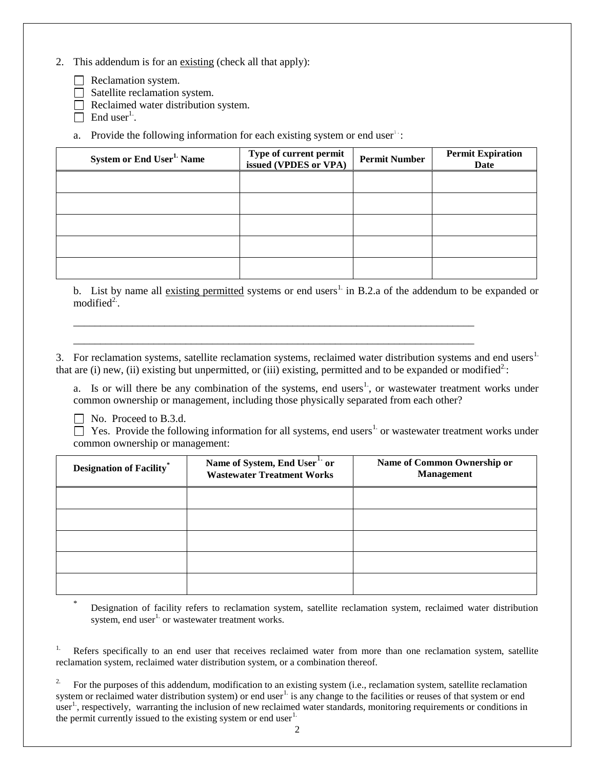2. This addendum is for an existing (check all that apply):

☐ Reclamation system.
☐ Satellite reclamation system.
☐ Reclaimed water distribution system.
☐ End user[1].

a. Provide the following information for each existing system or end user[1]:

| System or End User[1] Name | Type of current permit issued (VPDES or VPA) | Permit Number | Permit Expiration Date |
|---|---|---|---|
| | | | |
| | | | |
| | | | |
| | | | |
| | | | |

b. List by name all existing permitted systems or end users[1] in B.2.a of the addendum to be expanded or modified[2].

\_\_\_\_\_\_\_\_\_\_\_\_\_\_\_\_\_\_\_\_\_\_\_\_\_\_\_\_\_\_\_\_\_\_\_\_\_\_\_\_\_\_\_\_\_\_\_\_\_\_\_\_\_\_\_\_\_\_\_\_\_\_\_\_\_\_\_\_\_\_\_\_

\_\_\_\_\_\_\_\_\_\_\_\_\_\_\_\_\_\_\_\_\_\_\_\_\_\_\_\_\_\_\_\_\_\_\_\_\_\_\_\_\_\_\_\_\_\_\_\_\_\_\_\_\_\_\_\_\_\_\_\_\_\_\_\_\_\_\_\_\_\_\_\_

3. For reclamation systems, satellite reclamation systems, reclaimed water distribution systems and end users[1] that are (i) new, (ii) existing but unpermitted, or (iii) existing, permitted and to be expanded or modified[2]:

a. Is or will there be any combination of the systems, end users[1], or wastewater treatment works under common ownership or management, including those physically separated from each other?

☐ No. Proceed to B.3.d.
☐ Yes. Provide the following information for all systems, end users[1] or wastewater treatment works under common ownership or management:

| Designation of Facility* | Name of System, End User[1] or Wastewater Treatment Works | Name of Common Ownership or Management |
|---|---|---|
| | | |
| | | |
| | | |
| | | |
| | | |

\* Designation of facility refers to reclamation system, satellite reclamation system, reclaimed water distribution system, end user[1] or wastewater treatment works.

[1] Refers specifically to an end user that receives reclaimed water from more than one reclamation system, satellite reclamation system, reclaimed water distribution system, or a combination thereof.

[2] For the purposes of this addendum, modification to an existing system (i.e., reclamation system, satellite reclamation system or reclaimed water distribution system) or end user[1] is any change to the facilities or reuses of that system or end user[1], respectively, warranting the inclusion of new reclaimed water standards, monitoring requirements or conditions in the permit currently issued to the existing system or end user[1]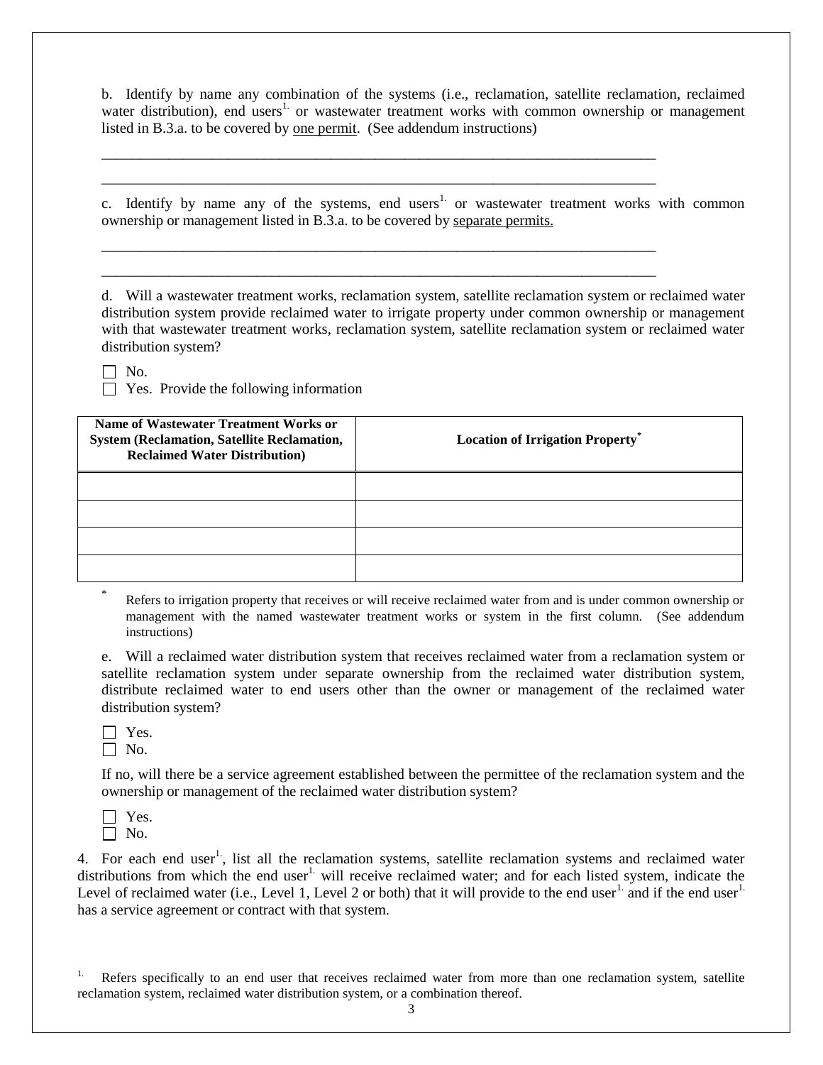b. Identify by name any combination of the systems (i.e., reclamation, satellite reclamation, reclaimed water distribution), end users[1.] or wastewater treatment works with common ownership or management listed in B.3.a. to be covered by <u>one permit</u>. (See addendum instructions)

\_\_\_\_\_\_\_\_\_\_\_\_\_\_\_\_\_\_\_\_\_\_\_\_\_\_\_\_\_\_\_\_\_\_\_\_\_\_\_\_\_\_\_\_\_\_\_\_\_\_\_\_\_\_\_\_\_\_\_\_\_\_\_\_\_\_\_\_\_\_\_\_

\_\_\_\_\_\_\_\_\_\_\_\_\_\_\_\_\_\_\_\_\_\_\_\_\_\_\_\_\_\_\_\_\_\_\_\_\_\_\_\_\_\_\_\_\_\_\_\_\_\_\_\_\_\_\_\_\_\_\_\_\_\_\_\_\_\_\_\_\_\_\_\_

c. Identify by name any of the systems, end users[1.] or wastewater treatment works with common ownership or management listed in B.3.a. to be covered by <u>separate permits.</u>

\_\_\_\_\_\_\_\_\_\_\_\_\_\_\_\_\_\_\_\_\_\_\_\_\_\_\_\_\_\_\_\_\_\_\_\_\_\_\_\_\_\_\_\_\_\_\_\_\_\_\_\_\_\_\_\_\_\_\_\_\_\_\_\_\_\_\_\_\_\_\_\_

\_\_\_\_\_\_\_\_\_\_\_\_\_\_\_\_\_\_\_\_\_\_\_\_\_\_\_\_\_\_\_\_\_\_\_\_\_\_\_\_\_\_\_\_\_\_\_\_\_\_\_\_\_\_\_\_\_\_\_\_\_\_\_\_\_\_\_\_\_\_\_\_

d. Will a wastewater treatment works, reclamation system, satellite reclamation system or reclaimed water distribution system provide reclaimed water to irrigate property under common ownership or management with that wastewater treatment works, reclamation system, satellite reclamation system or reclaimed water distribution system?

☐ No.
☐ Yes. Provide the following information

| Name of Wastewater Treatment Works or System (Reclamation, Satellite Reclamation, Reclaimed Water Distribution) | Location of Irrigation Property* |
|---|---|
| | |
| | |
| | |
| | |

\* Refers to irrigation property that receives or will receive reclaimed water from and is under common ownership or management with the named wastewater treatment works or system in the first column. (See addendum instructions)

e. Will a reclaimed water distribution system that receives reclaimed water from a reclamation system or satellite reclamation system under separate ownership from the reclaimed water distribution system, distribute reclaimed water to end users other than the owner or management of the reclaimed water distribution system?

☐ Yes.
☐ No.

If no, will there be a service agreement established between the permittee of the reclamation system and the ownership or management of the reclaimed water distribution system?

☐ Yes.
☐ No.

4. For each end user[1.], list all the reclamation systems, satellite reclamation systems and reclaimed water distributions from which the end user[1.] will receive reclaimed water; and for each listed system, indicate the Level of reclaimed water (i.e., Level 1, Level 2 or both) that it will provide to the end user[1.] and if the end user[1.] has a service agreement or contract with that system.

[1.] Refers specifically to an end user that receives reclaimed water from more than one reclamation system, satellite reclamation system, reclaimed water distribution system, or a combination thereof.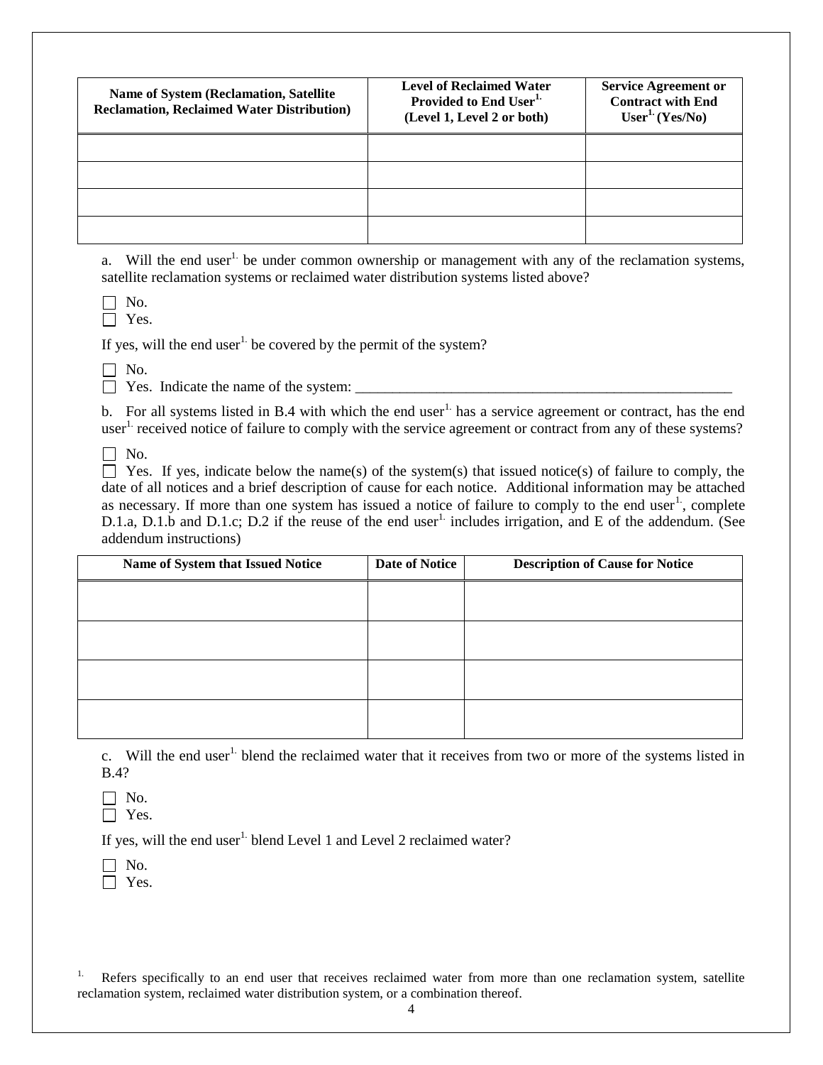| Name of System (Reclamation, Satellite Reclamation, Reclaimed Water Distribution) | Level of Reclaimed Water Provided to End User[1.] (Level 1, Level 2 or both) | Service Agreement or Contract with End User[1.] (Yes/No) |
|---|---|---|
| | | |
| | | |
| | | |
| | | |

a. Will the end user[1.] be under common ownership or management with any of the reclamation systems, satellite reclamation systems or reclaimed water distribution systems listed above?

☐ No.
☐ Yes.

If yes, will the end user[1.] be covered by the permit of the system?

☐ No.
☐ Yes. Indicate the name of the system: ____________________________________________________

b. For all systems listed in B.4 with which the end user[1.] has a service agreement or contract, has the end user[1.] received notice of failure to comply with the service agreement or contract from any of these systems?

☐ No.
☐ Yes. If yes, indicate below the name(s) of the system(s) that issued notice(s) of failure to comply, the date of all notices and a brief description of cause for each notice. Additional information may be attached as necessary. If more than one system has issued a notice of failure to comply to the end user[1.], complete D.1.a, D.1.b and D.1.c; D.2 if the reuse of the end user[1.] includes irrigation, and E of the addendum. (See addendum instructions)

| Name of System that Issued Notice | Date of Notice | Description of Cause for Notice |
|---|---|---|
| | | |
| | | |
| | | |
| | | |

c. Will the end user[1.] blend the reclaimed water that it receives from two or more of the systems listed in B.4?

☐ No.
☐ Yes.

If yes, will the end user[1.] blend Level 1 and Level 2 reclaimed water?

☐ No.
☐ Yes.

[1.] Refers specifically to an end user that receives reclaimed water from more than one reclamation system, satellite reclamation system, reclaimed water distribution system, or a combination thereof.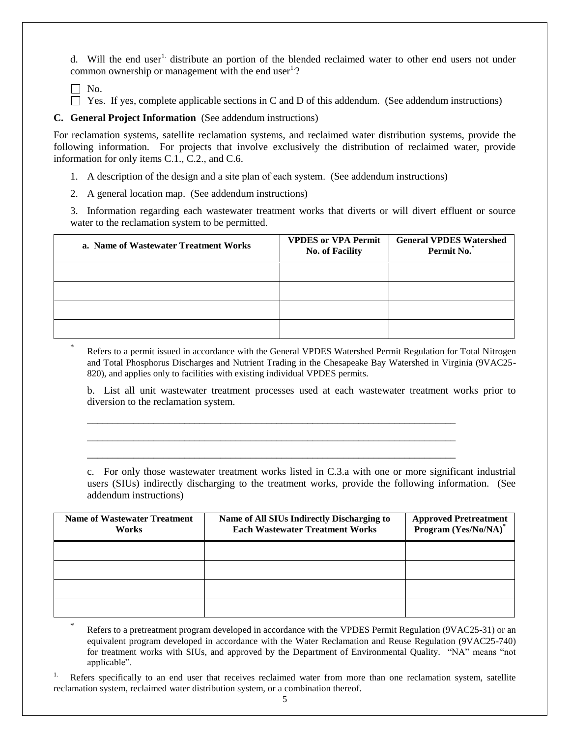d. Will the end user[1.] distribute an portion of the blended reclaimed water to other end users not under common ownership or management with the end user[1.]?

☐ No.

☐ Yes. If yes, complete applicable sections in C and D of this addendum. (See addendum instructions)

**C. General Project Information** (See addendum instructions)

For reclamation systems, satellite reclamation systems, and reclaimed water distribution systems, provide the following information. For projects that involve exclusively the distribution of reclaimed water, provide information for only items C.1., C.2., and C.6.

1. A description of the design and a site plan of each system. (See addendum instructions)

2. A general location map. (See addendum instructions)

3. Information regarding each wastewater treatment works that diverts or will divert effluent or source water to the reclamation system to be permitted.

| a. Name of Wastewater Treatment Works | VPDES or VPA Permit No. of Facility | General VPDES Watershed Permit No.* |
|---|---|---|
| | | |
| | | |
| | | |
| | | |

\* Refers to a permit issued in accordance with the General VPDES Watershed Permit Regulation for Total Nitrogen and Total Phosphorus Discharges and Nutrient Trading in the Chesapeake Bay Watershed in Virginia (9VAC25-820), and applies only to facilities with existing individual VPDES permits.

b. List all unit wastewater treatment processes used at each wastewater treatment works prior to diversion to the reclamation system.

___________________________________________________________________________

___________________________________________________________________________

___________________________________________________________________________

c. For only those wastewater treatment works listed in C.3.a with one or more significant industrial users (SIUs) indirectly discharging to the treatment works, provide the following information. (See addendum instructions)

| Name of Wastewater Treatment Works | Name of All SIUs Indirectly Discharging to Each Wastewater Treatment Works | Approved Pretreatment Program (Yes/No/NA)* |
|---|---|---|
| | | |
| | | |
| | | |
| | | |

\* Refers to a pretreatment program developed in accordance with the VPDES Permit Regulation (9VAC25-31) or an equivalent program developed in accordance with the Water Reclamation and Reuse Regulation (9VAC25-740) for treatment works with SIUs, and approved by the Department of Environmental Quality. "NA" means "not applicable".

[1.] Refers specifically to an end user that receives reclaimed water from more than one reclamation system, satellite reclamation system, reclaimed water distribution system, or a combination thereof.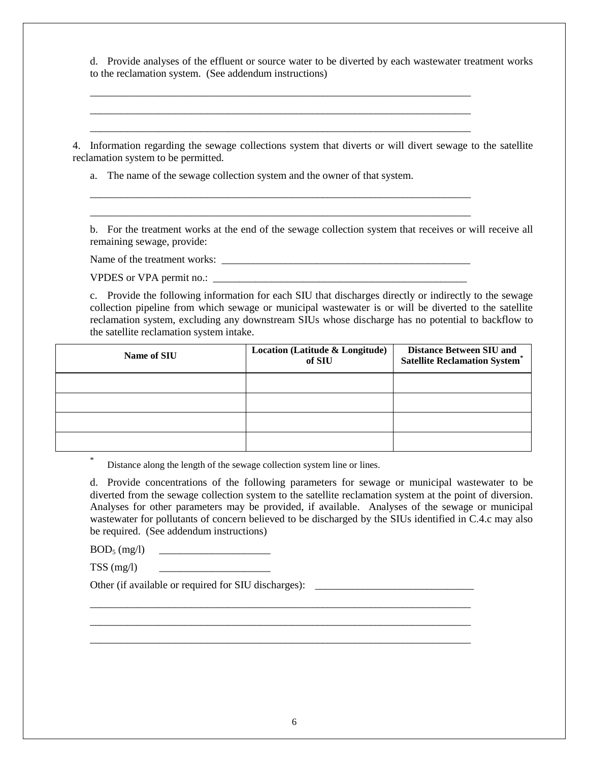d. Provide analyses of the effluent or source water to be diverted by each wastewater treatment works to the reclamation system. (See addendum instructions)

____________________________________________________________________________

____________________________________________________________________________

____________________________________________________________________________

4. Information regarding the sewage collections system that diverts or will divert sewage to the satellite reclamation system to be permitted.

a. The name of the sewage collection system and the owner of that system.

____________________________________________________________________________

____________________________________________________________________________

b. For the treatment works at the end of the sewage collection system that receives or will receive all remaining sewage, provide:

Name of the treatment works: __________________________________________________

VPDES or VPA permit no.: ____________________________________________________

c. Provide the following information for each SIU that discharges directly or indirectly to the sewage collection pipeline from which sewage or municipal wastewater is or will be diverted to the satellite reclamation system, excluding any downstream SIUs whose discharge has no potential to backflow to the satellite reclamation system intake.

| Name of SIU | Location (Latitude & Longitude) of SIU | Distance Between SIU and Satellite Reclamation System* |
|---|---|---|
| | | |
| | | |
| | | |
| | | |

\* Distance along the length of the sewage collection system line or lines.

d. Provide concentrations of the following parameters for sewage or municipal wastewater to be diverted from the sewage collection system to the satellite reclamation system at the point of diversion. Analyses for other parameters may be provided, if available. Analyses of the sewage or municipal wastewater for pollutants of concern believed to be discharged by the SIUs identified in C.4.c may also be required. (See addendum instructions)

$BOD_5$ (mg/l) ______________________

TSS (mg/l) ______________________

Other (if available or required for SIU discharges): ______________________________

____________________________________________________________________________

____________________________________________________________________________

____________________________________________________________________________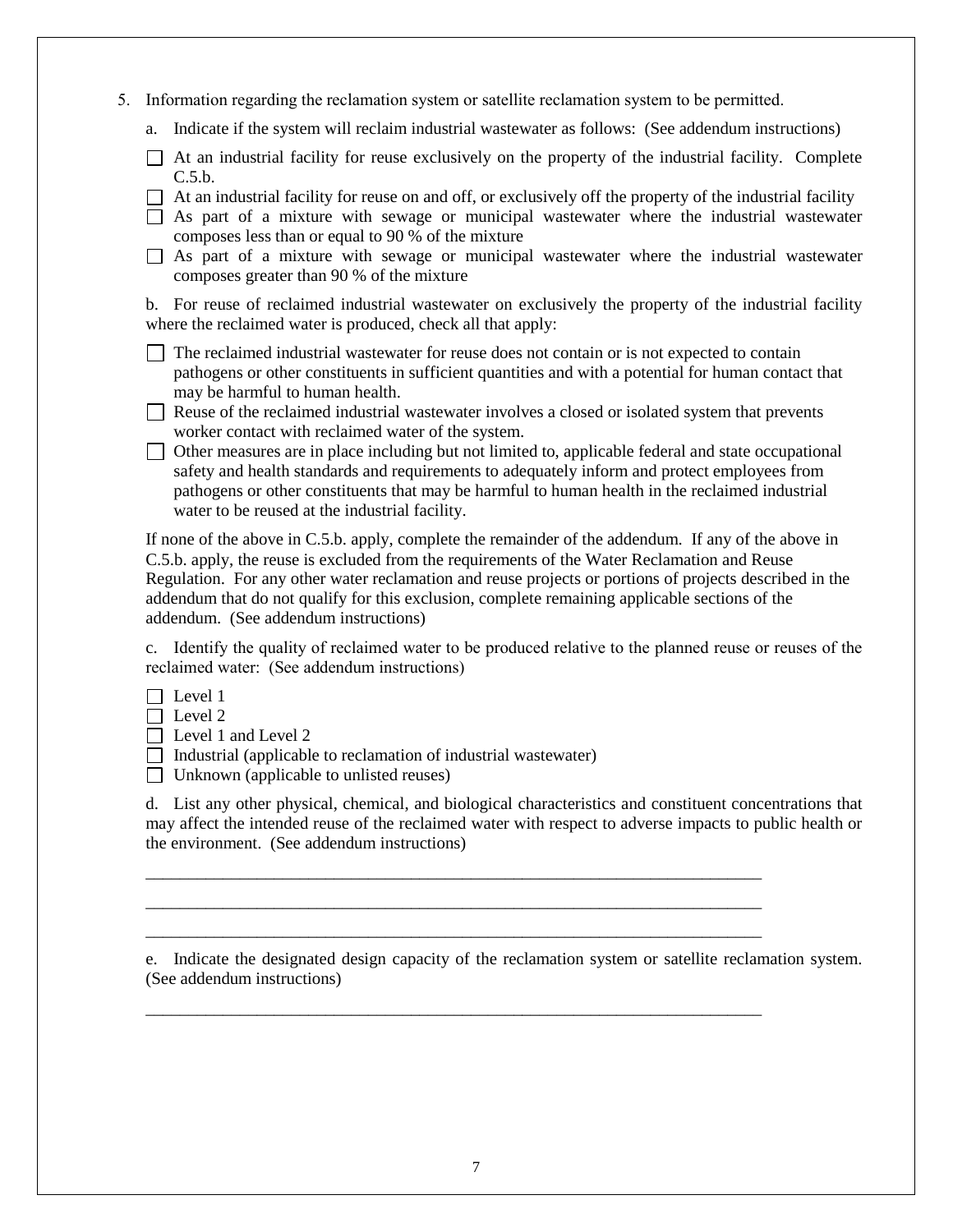5. Information regarding the reclamation system or satellite reclamation system to be permitted.

   a. Indicate if the system will reclaim industrial wastewater as follows: (See addendum instructions)

   - ☐ At an industrial facility for reuse exclusively on the property of the industrial facility. Complete C.5.b.
   - ☐ At an industrial facility for reuse on and off, or exclusively off the property of the industrial facility
   - ☐ As part of a mixture with sewage or municipal wastewater where the industrial wastewater composes less than or equal to 90 % of the mixture
   - ☐ As part of a mixture with sewage or municipal wastewater where the industrial wastewater composes greater than 90 % of the mixture

   b. For reuse of reclaimed industrial wastewater on exclusively the property of the industrial facility where the reclaimed water is produced, check all that apply:

   - ☐ The reclaimed industrial wastewater for reuse does not contain or is not expected to contain pathogens or other constituents in sufficient quantities and with a potential for human contact that may be harmful to human health.
   - ☐ Reuse of the reclaimed industrial wastewater involves a closed or isolated system that prevents worker contact with reclaimed water of the system.
   - ☐ Other measures are in place including but not limited to, applicable federal and state occupational safety and health standards and requirements to adequately inform and protect employees from pathogens or other constituents that may be harmful to human health in the reclaimed industrial water to be reused at the industrial facility.

   If none of the above in C.5.b. apply, complete the remainder of the addendum. If any of the above in C.5.b. apply, the reuse is excluded from the requirements of the Water Reclamation and Reuse Regulation. For any other water reclamation and reuse projects or portions of projects described in the addendum that do not qualify for this exclusion, complete remaining applicable sections of the addendum. (See addendum instructions)

   c. Identify the quality of reclaimed water to be produced relative to the planned reuse or reuses of the reclaimed water: (See addendum instructions)

   - ☐ Level 1
   - ☐ Level 2
   - ☐ Level 1 and Level 2
   - ☐ Industrial (applicable to reclamation of industrial wastewater)
   - ☐ Unknown (applicable to unlisted reuses)

   d. List any other physical, chemical, and biological characteristics and constituent concentrations that may affect the intended reuse of the reclaimed water with respect to adverse impacts to public health or the environment. (See addendum instructions)

   ___________________________________________________________________________

   ___________________________________________________________________________

   ___________________________________________________________________________

   e. Indicate the designated design capacity of the reclamation system or satellite reclamation system. (See addendum instructions)

   ___________________________________________________________________________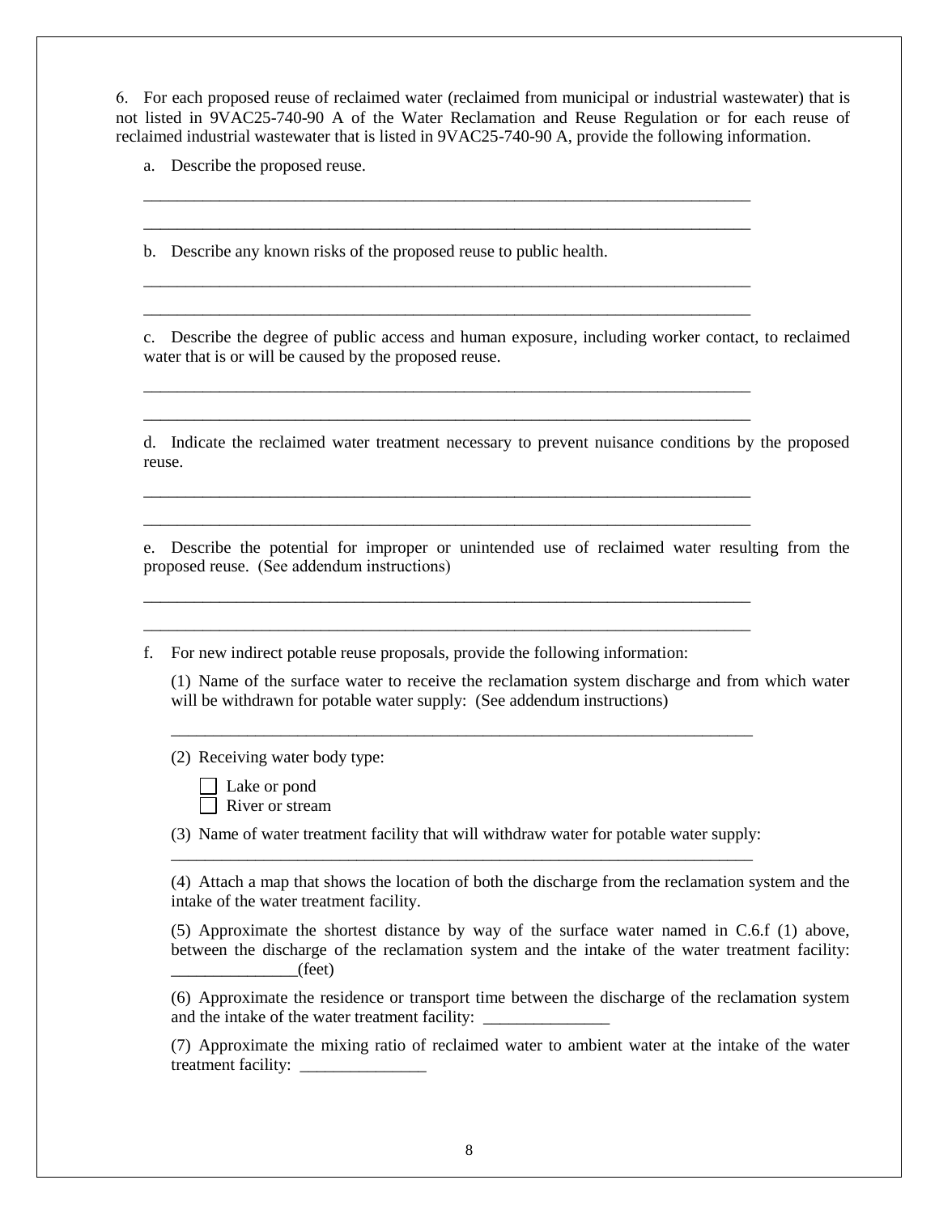6. For each proposed reuse of reclaimed water (reclaimed from municipal or industrial wastewater) that is not listed in 9VAC25-740-90 A of the Water Reclamation and Reuse Regulation or for each reuse of reclaimed industrial wastewater that is listed in 9VAC25-740-90 A, provide the following information.

a. Describe the proposed reuse.

___________________________________________________________________________

___________________________________________________________________________

b. Describe any known risks of the proposed reuse to public health.

___________________________________________________________________________

___________________________________________________________________________

c. Describe the degree of public access and human exposure, including worker contact, to reclaimed water that is or will be caused by the proposed reuse.

___________________________________________________________________________

___________________________________________________________________________

d. Indicate the reclaimed water treatment necessary to prevent nuisance conditions by the proposed reuse.

___________________________________________________________________________

___________________________________________________________________________

e. Describe the potential for improper or unintended use of reclaimed water resulting from the proposed reuse. (See addendum instructions)

___________________________________________________________________________

___________________________________________________________________________

f. For new indirect potable reuse proposals, provide the following information:

(1) Name of the surface water to receive the reclamation system discharge and from which water will be withdrawn for potable water supply: (See addendum instructions)

________________________________________________________________________

(2) Receiving water body type:

☐ Lake or pond
☐ River or stream

(3) Name of water treatment facility that will withdraw water for potable water supply:
________________________________________________________________________

(4) Attach a map that shows the location of both the discharge from the reclamation system and the intake of the water treatment facility.

(5) Approximate the shortest distance by way of the surface water named in C.6.f (1) above, between the discharge of the reclamation system and the intake of the water treatment facility: _______________(feet)

(6) Approximate the residence or transport time between the discharge of the reclamation system and the intake of the water treatment facility: _______________

(7) Approximate the mixing ratio of reclaimed water to ambient water at the intake of the water treatment facility: _______________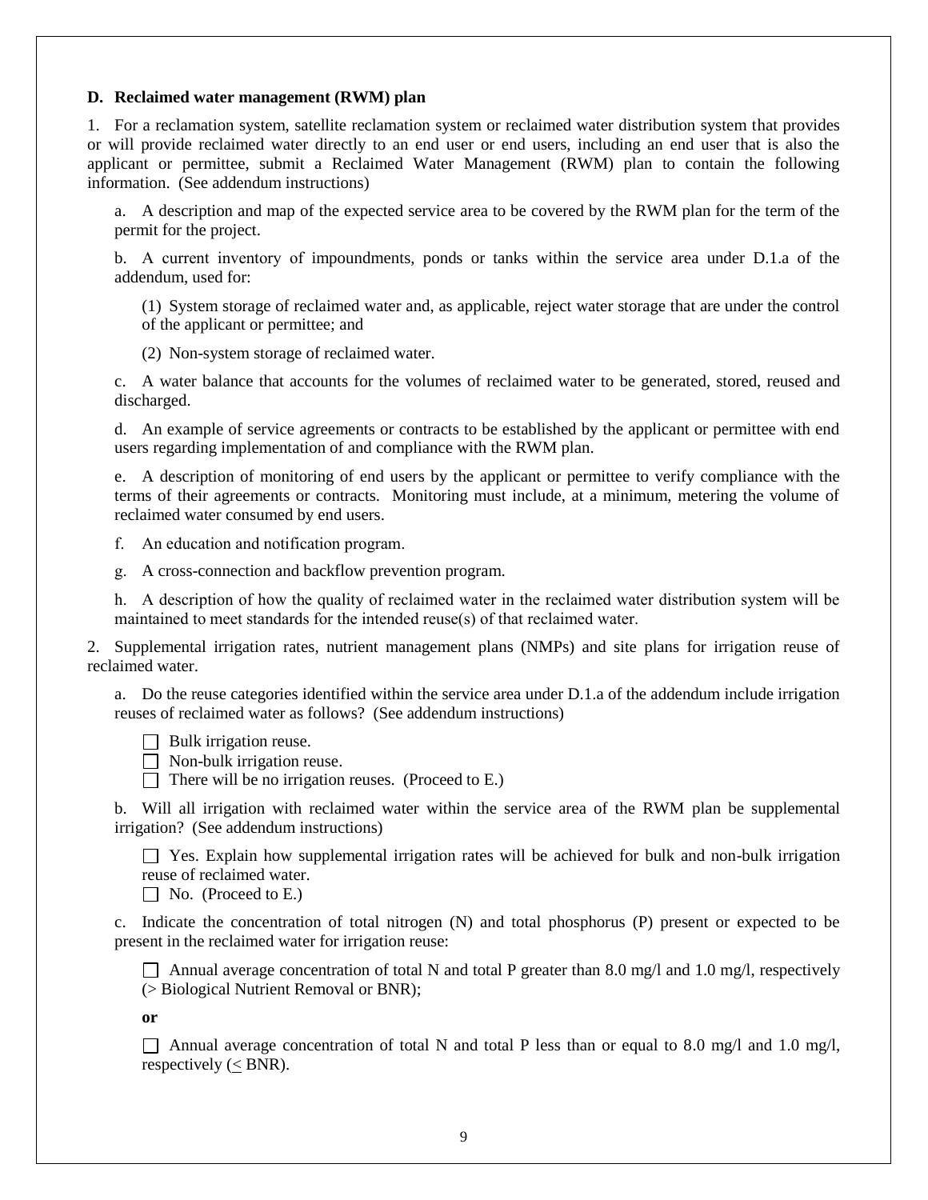**D. Reclaimed water management (RWM) plan**

1. For a reclamation system, satellite reclamation system or reclaimed water distribution system that provides or will provide reclaimed water directly to an end user or end users, including an end user that is also the applicant or permittee, submit a Reclaimed Water Management (RWM) plan to contain the following information. (See addendum instructions)

   a. A description and map of the expected service area to be covered by the RWM plan for the term of the permit for the project.

   b. A current inventory of impoundments, ponds or tanks within the service area under D.1.a of the addendum, used for:

      (1) System storage of reclaimed water and, as applicable, reject water storage that are under the control of the applicant or permittee; and

      (2) Non-system storage of reclaimed water.

   c. A water balance that accounts for the volumes of reclaimed water to be generated, stored, reused and discharged.

   d. An example of service agreements or contracts to be established by the applicant or permittee with end users regarding implementation of and compliance with the RWM plan.

   e. A description of monitoring of end users by the applicant or permittee to verify compliance with the terms of their agreements or contracts. Monitoring must include, at a minimum, metering the volume of reclaimed water consumed by end users.

   f. An education and notification program.

   g. A cross-connection and backflow prevention program.

   h. A description of how the quality of reclaimed water in the reclaimed water distribution system will be maintained to meet standards for the intended reuse(s) of that reclaimed water.

2. Supplemental irrigation rates, nutrient management plans (NMPs) and site plans for irrigation reuse of reclaimed water.

   a. Do the reuse categories identified within the service area under D.1.a of the addendum include irrigation reuses of reclaimed water as follows? (See addendum instructions)

   ☐ Bulk irrigation reuse.
   ☐ Non-bulk irrigation reuse.
   ☐ There will be no irrigation reuses. (Proceed to E.)

   b. Will all irrigation with reclaimed water within the service area of the RWM plan be supplemental irrigation? (See addendum instructions)

   ☐ Yes. Explain how supplemental irrigation rates will be achieved for bulk and non-bulk irrigation reuse of reclaimed water.
   ☐ No. (Proceed to E.)

   c. Indicate the concentration of total nitrogen (N) and total phosphorus (P) present or expected to be present in the reclaimed water for irrigation reuse:

   ☐ Annual average concentration of total N and total P greater than 8.0 mg/l and 1.0 mg/l, respectively (> Biological Nutrient Removal or BNR);

   **or**

   ☐ Annual average concentration of total N and total P less than or equal to 8.0 mg/l and 1.0 mg/l, respectively ($\leq$ BNR).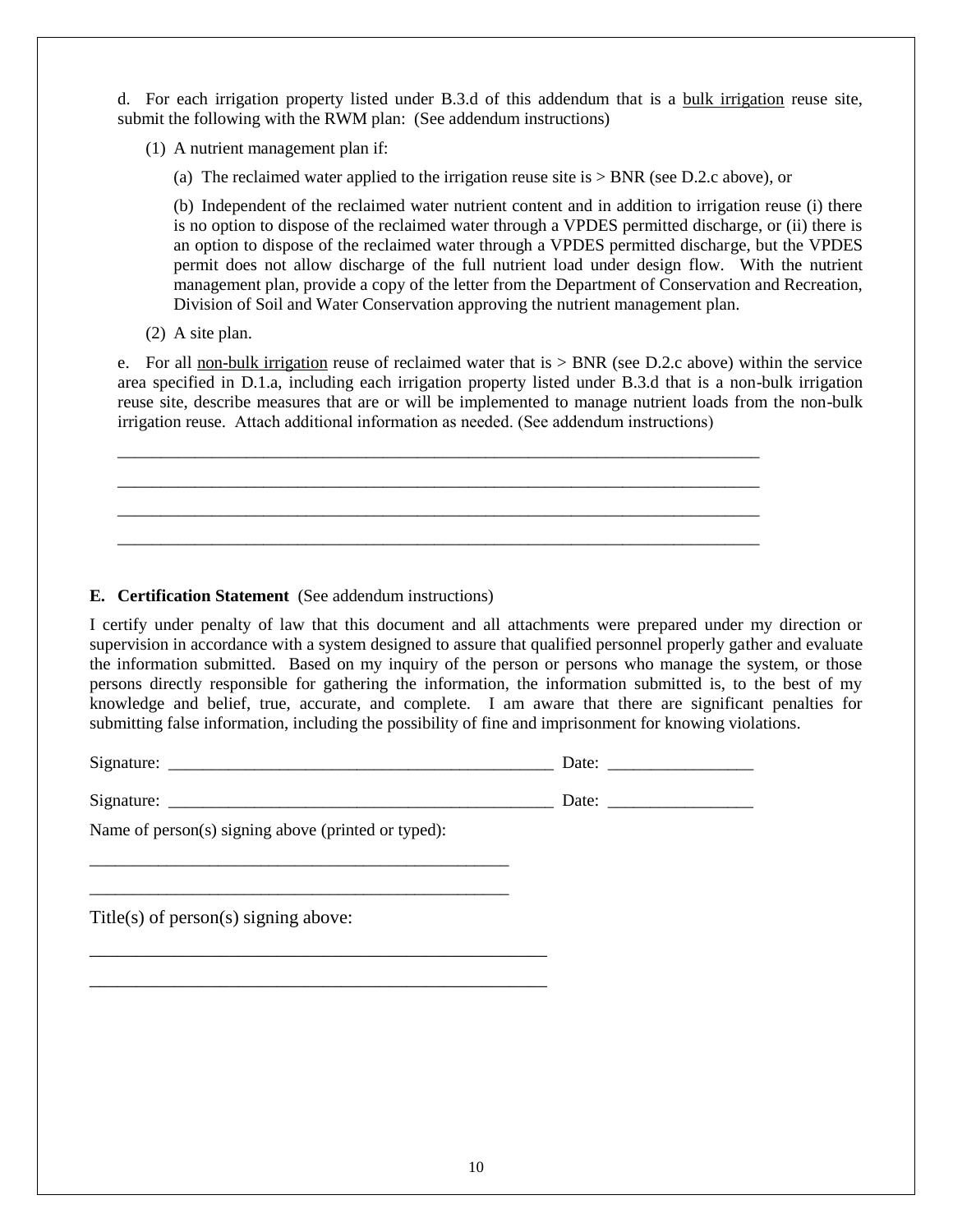d. For each irrigation property listed under B.3.d of this addendum that is a <u>bulk irrigation</u> reuse site, submit the following with the RWM plan: (See addendum instructions)

(1) A nutrient management plan if:

(a) The reclaimed water applied to the irrigation reuse site is > BNR (see D.2.c above), or

(b) Independent of the reclaimed water nutrient content and in addition to irrigation reuse (i) there is no option to dispose of the reclaimed water through a VPDES permitted discharge, or (ii) there is an option to dispose of the reclaimed water through a VPDES permitted discharge, but the VPDES permit does not allow discharge of the full nutrient load under design flow. With the nutrient management plan, provide a copy of the letter from the Department of Conservation and Recreation, Division of Soil and Water Conservation approving the nutrient management plan.

(2) A site plan.

e. For all <u>non-bulk irrigation</u> reuse of reclaimed water that is > BNR (see D.2.c above) within the service area specified in D.1.a, including each irrigation property listed under B.3.d that is a non-bulk irrigation reuse site, describe measures that are or will be implemented to manage nutrient loads from the non-bulk irrigation reuse. Attach additional information as needed. (See addendum instructions)

\_\_\_\_\_\_\_\_\_\_\_\_\_\_\_\_\_\_\_\_\_\_\_\_\_\_\_\_\_\_\_\_\_\_\_\_\_\_\_\_\_\_\_\_\_\_\_\_\_\_\_\_\_\_\_\_\_\_\_\_\_\_\_\_\_\_\_\_\_\_\_\_

\_\_\_\_\_\_\_\_\_\_\_\_\_\_\_\_\_\_\_\_\_\_\_\_\_\_\_\_\_\_\_\_\_\_\_\_\_\_\_\_\_\_\_\_\_\_\_\_\_\_\_\_\_\_\_\_\_\_\_\_\_\_\_\_\_\_\_\_\_\_\_\_

\_\_\_\_\_\_\_\_\_\_\_\_\_\_\_\_\_\_\_\_\_\_\_\_\_\_\_\_\_\_\_\_\_\_\_\_\_\_\_\_\_\_\_\_\_\_\_\_\_\_\_\_\_\_\_\_\_\_\_\_\_\_\_\_\_\_\_\_\_\_\_\_

\_\_\_\_\_\_\_\_\_\_\_\_\_\_\_\_\_\_\_\_\_\_\_\_\_\_\_\_\_\_\_\_\_\_\_\_\_\_\_\_\_\_\_\_\_\_\_\_\_\_\_\_\_\_\_\_\_\_\_\_\_\_\_\_\_\_\_\_\_\_\_\_

**E. Certification Statement** (See addendum instructions)

I certify under penalty of law that this document and all attachments were prepared under my direction or supervision in accordance with a system designed to assure that qualified personnel properly gather and evaluate the information submitted. Based on my inquiry of the person or persons who manage the system, or those persons directly responsible for gathering the information, the information submitted is, to the best of my knowledge and belief, true, accurate, and complete. I am aware that there are significant penalties for submitting false information, including the possibility of fine and imprisonment for knowing violations.

Signature: \_\_\_\_\_\_\_\_\_\_\_\_\_\_\_\_\_\_\_\_\_\_\_\_\_\_\_\_\_\_\_\_\_\_\_\_\_\_\_\_\_\_\_\_ Date: \_\_\_\_\_\_\_\_\_\_\_\_\_\_\_\_

Signature: \_\_\_\_\_\_\_\_\_\_\_\_\_\_\_\_\_\_\_\_\_\_\_\_\_\_\_\_\_\_\_\_\_\_\_\_\_\_\_\_\_\_\_\_ Date: \_\_\_\_\_\_\_\_\_\_\_\_\_\_\_\_

Name of person(s) signing above (printed or typed):

\_\_\_\_\_\_\_\_\_\_\_\_\_\_\_\_\_\_\_\_\_\_\_\_\_\_\_\_\_\_\_\_\_\_\_\_\_\_\_\_\_\_\_\_\_\_\_\_

\_\_\_\_\_\_\_\_\_\_\_\_\_\_\_\_\_\_\_\_\_\_\_\_\_\_\_\_\_\_\_\_\_\_\_\_\_\_\_\_\_\_\_\_\_\_\_\_

Title(s) of person(s) signing above:

\_\_\_\_\_\_\_\_\_\_\_\_\_\_\_\_\_\_\_\_\_\_\_\_\_\_\_\_\_\_\_\_\_\_\_\_\_\_\_\_\_\_\_\_\_\_\_\_

\_\_\_\_\_\_\_\_\_\_\_\_\_\_\_\_\_\_\_\_\_\_\_\_\_\_\_\_\_\_\_\_\_\_\_\_\_\_\_\_\_\_\_\_\_\_\_\_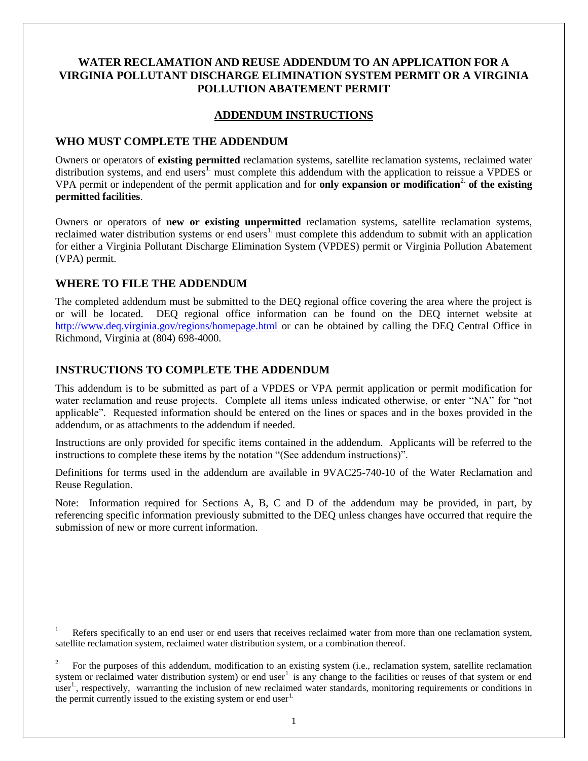# WATER RECLAMATION AND REUSE ADDENDUM TO AN APPLICATION FOR A VIRGINIA POLLUTANT DISCHARGE ELIMINATION SYSTEM PERMIT OR A VIRGINIA POLLUTION ABATEMENT PERMIT

## ADDENDUM INSTRUCTIONS

### WHO MUST COMPLETE THE ADDENDUM

Owners or operators of **existing permitted** reclamation systems, satellite reclamation systems, reclaimed water distribution systems, and end users[1.] must complete this addendum with the application to reissue a VPDES or VPA permit or independent of the permit application and for **only expansion or modification[2.] of the existing permitted facilities**.

Owners or operators of **new or existing unpermitted** reclamation systems, satellite reclamation systems, reclaimed water distribution systems or end users[1.] must complete this addendum to submit with an application for either a Virginia Pollutant Discharge Elimination System (VPDES) permit or Virginia Pollution Abatement (VPA) permit.

### WHERE TO FILE THE ADDENDUM

The completed addendum must be submitted to the DEQ regional office covering the area where the project is or will be located. DEQ regional office information can be found on the DEQ internet website at http://www.deq.virginia.gov/regions/homepage.html or can be obtained by calling the DEQ Central Office in Richmond, Virginia at (804) 698-4000.

### INSTRUCTIONS TO COMPLETE THE ADDENDUM

This addendum is to be submitted as part of a VPDES or VPA permit application or permit modification for water reclamation and reuse projects. Complete all items unless indicated otherwise, or enter "NA" for "not applicable". Requested information should be entered on the lines or spaces and in the boxes provided in the addendum, or as attachments to the addendum if needed.

Instructions are only provided for specific items contained in the addendum. Applicants will be referred to the instructions to complete these items by the notation "(See addendum instructions)".

Definitions for terms used in the addendum are available in 9VAC25-740-10 of the Water Reclamation and Reuse Regulation.

Note: Information required for Sections A, B, C and D of the addendum may be provided, in part, by referencing specific information previously submitted to the DEQ unless changes have occurred that require the submission of new or more current information.

---

[1.] Refers specifically to an end user or end users that receives reclaimed water from more than one reclamation system, satellite reclamation system, reclaimed water distribution system, or a combination thereof.

[2.] For the purposes of this addendum, modification to an existing system (i.e., reclamation system, satellite reclamation system or reclaimed water distribution system) or end user[1.] is any change to the facilities or reuses of that system or end user[1.], respectively, warranting the inclusion of new reclaimed water standards, monitoring requirements or conditions in the permit currently issued to the existing system or end user[1.]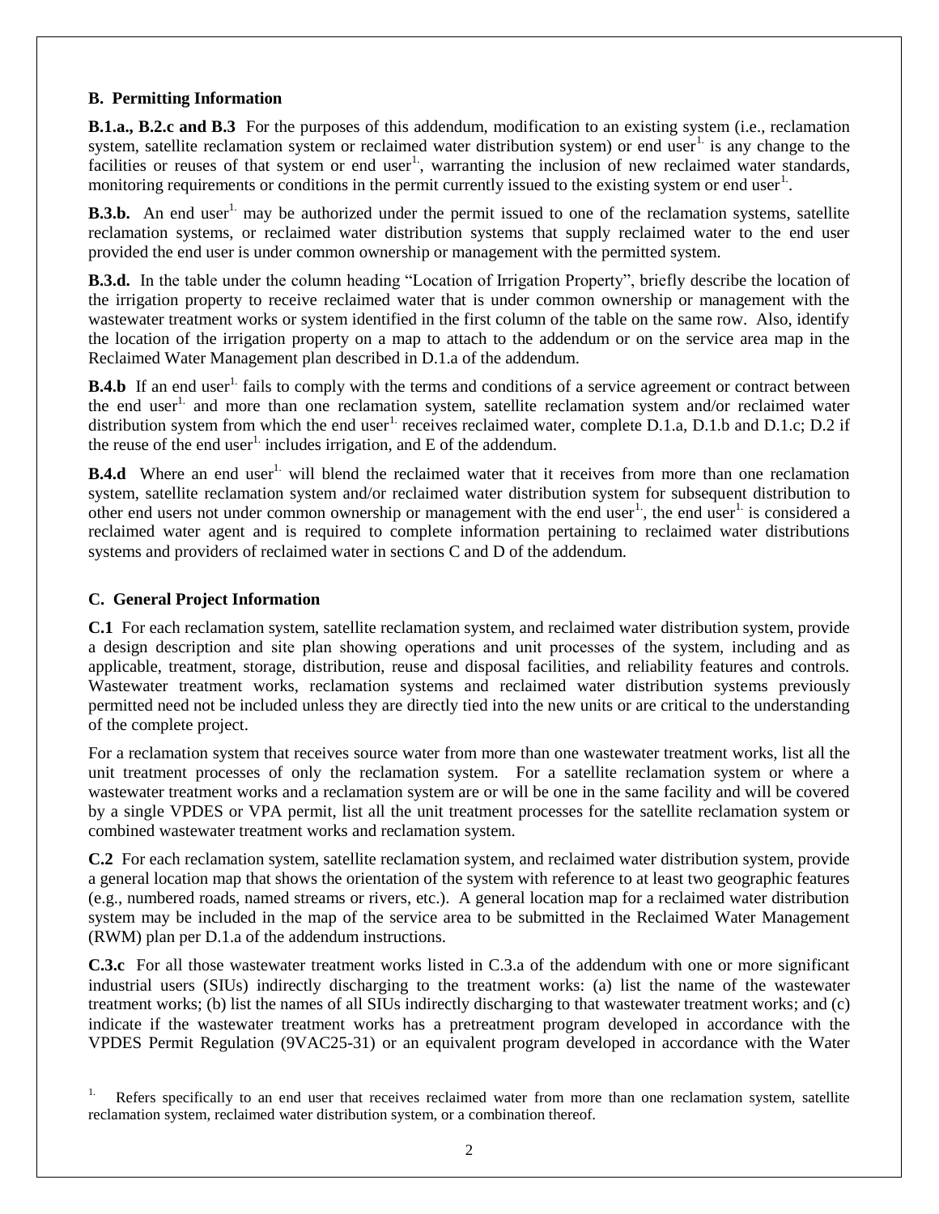## B. Permitting Information

**B.1.a., B.2.c and B.3** For the purposes of this addendum, modification to an existing system (i.e., reclamation system, satellite reclamation system or reclaimed water distribution system) or end user[1.] is any change to the facilities or reuses of that system or end user[1.], warranting the inclusion of new reclaimed water standards, monitoring requirements or conditions in the permit currently issued to the existing system or end user[1.].

**B.3.b.** An end user[1.] may be authorized under the permit issued to one of the reclamation systems, satellite reclamation systems, or reclaimed water distribution systems that supply reclaimed water to the end user provided the end user is under common ownership or management with the permitted system.

**B.3.d.** In the table under the column heading "Location of Irrigation Property", briefly describe the location of the irrigation property to receive reclaimed water that is under common ownership or management with the wastewater treatment works or system identified in the first column of the table on the same row. Also, identify the location of the irrigation property on a map to attach to the addendum or on the service area map in the Reclaimed Water Management plan described in D.1.a of the addendum.

**B.4.b** If an end user[1.] fails to comply with the terms and conditions of a service agreement or contract between the end user[1.] and more than one reclamation system, satellite reclamation system and/or reclaimed water distribution system from which the end user[1.] receives reclaimed water, complete D.1.a, D.1.b and D.1.c; D.2 if the reuse of the end user[1.] includes irrigation, and E of the addendum.

**B.4.d** Where an end user[1.] will blend the reclaimed water that it receives from more than one reclamation system, satellite reclamation system and/or reclaimed water distribution system for subsequent distribution to other end users not under common ownership or management with the end user[1.], the end user[1.] is considered a reclaimed water agent and is required to complete information pertaining to reclaimed water distributions systems and providers of reclaimed water in sections C and D of the addendum.

## C. General Project Information

**C.1** For each reclamation system, satellite reclamation system, and reclaimed water distribution system, provide a design description and site plan showing operations and unit processes of the system, including and as applicable, treatment, storage, distribution, reuse and disposal facilities, and reliability features and controls. Wastewater treatment works, reclamation systems and reclaimed water distribution systems previously permitted need not be included unless they are directly tied into the new units or are critical to the understanding of the complete project.

For a reclamation system that receives source water from more than one wastewater treatment works, list all the unit treatment processes of only the reclamation system. For a satellite reclamation system or where a wastewater treatment works and a reclamation system are or will be one in the same facility and will be covered by a single VPDES or VPA permit, list all the unit treatment processes for the satellite reclamation system or combined wastewater treatment works and reclamation system.

**C.2** For each reclamation system, satellite reclamation system, and reclaimed water distribution system, provide a general location map that shows the orientation of the system with reference to at least two geographic features (e.g., numbered roads, named streams or rivers, etc.). A general location map for a reclaimed water distribution system may be included in the map of the service area to be submitted in the Reclaimed Water Management (RWM) plan per D.1.a of the addendum instructions.

**C.3.c** For all those wastewater treatment works listed in C.3.a of the addendum with one or more significant industrial users (SIUs) indirectly discharging to the treatment works: (a) list the name of the wastewater treatment works; (b) list the names of all SIUs indirectly discharging to that wastewater treatment works; and (c) indicate if the wastewater treatment works has a pretreatment program developed in accordance with the VPDES Permit Regulation (9VAC25-31) or an equivalent program developed in accordance with the Water

---

1. Refers specifically to an end user that receives reclaimed water from more than one reclamation system, satellite reclamation system, reclaimed water distribution system, or a combination thereof.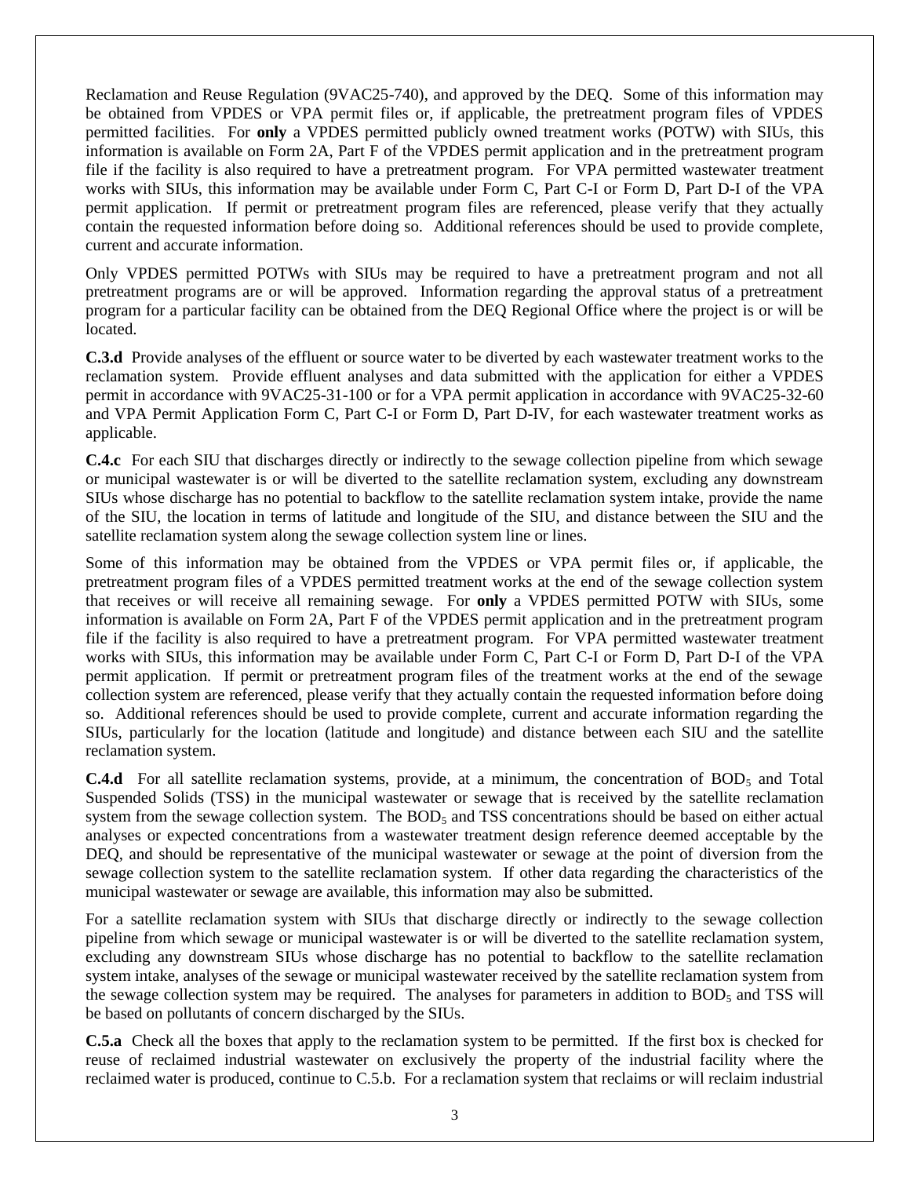Reclamation and Reuse Regulation (9VAC25-740), and approved by the DEQ. Some of this information may be obtained from VPDES or VPA permit files or, if applicable, the pretreatment program files of VPDES permitted facilities. For **only** a VPDES permitted publicly owned treatment works (POTW) with SIUs, this information is available on Form 2A, Part F of the VPDES permit application and in the pretreatment program file if the facility is also required to have a pretreatment program. For VPA permitted wastewater treatment works with SIUs, this information may be available under Form C, Part C-I or Form D, Part D-I of the VPA permit application. If permit or pretreatment program files are referenced, please verify that they actually contain the requested information before doing so. Additional references should be used to provide complete, current and accurate information.

Only VPDES permitted POTWs with SIUs may be required to have a pretreatment program and not all pretreatment programs are or will be approved. Information regarding the approval status of a pretreatment program for a particular facility can be obtained from the DEQ Regional Office where the project is or will be located.

**C.3.d** Provide analyses of the effluent or source water to be diverted by each wastewater treatment works to the reclamation system. Provide effluent analyses and data submitted with the application for either a VPDES permit in accordance with 9VAC25-31-100 or for a VPA permit application in accordance with 9VAC25-32-60 and VPA Permit Application Form C, Part C-I or Form D, Part D-IV, for each wastewater treatment works as applicable.

**C.4.c** For each SIU that discharges directly or indirectly to the sewage collection pipeline from which sewage or municipal wastewater is or will be diverted to the satellite reclamation system, excluding any downstream SIUs whose discharge has no potential to backflow to the satellite reclamation system intake, provide the name of the SIU, the location in terms of latitude and longitude of the SIU, and distance between the SIU and the satellite reclamation system along the sewage collection system line or lines.

Some of this information may be obtained from the VPDES or VPA permit files or, if applicable, the pretreatment program files of a VPDES permitted treatment works at the end of the sewage collection system that receives or will receive all remaining sewage. For **only** a VPDES permitted POTW with SIUs, some information is available on Form 2A, Part F of the VPDES permit application and in the pretreatment program file if the facility is also required to have a pretreatment program. For VPA permitted wastewater treatment works with SIUs, this information may be available under Form C, Part C-I or Form D, Part D-I of the VPA permit application. If permit or pretreatment program files of the treatment works at the end of the sewage collection system are referenced, please verify that they actually contain the requested information before doing so. Additional references should be used to provide complete, current and accurate information regarding the SIUs, particularly for the location (latitude and longitude) and distance between each SIU and the satellite reclamation system.

**C.4.d** For all satellite reclamation systems, provide, at a minimum, the concentration of $BOD_5$ and Total Suspended Solids (TSS) in the municipal wastewater or sewage that is received by the satellite reclamation system from the sewage collection system. The $BOD_5$ and TSS concentrations should be based on either actual analyses or expected concentrations from a wastewater treatment design reference deemed acceptable by the DEQ, and should be representative of the municipal wastewater or sewage at the point of diversion from the sewage collection system to the satellite reclamation system. If other data regarding the characteristics of the municipal wastewater or sewage are available, this information may also be submitted.

For a satellite reclamation system with SIUs that discharge directly or indirectly to the sewage collection pipeline from which sewage or municipal wastewater is or will be diverted to the satellite reclamation system, excluding any downstream SIUs whose discharge has no potential to backflow to the satellite reclamation system intake, analyses of the sewage or municipal wastewater received by the satellite reclamation system from the sewage collection system may be required. The analyses for parameters in addition to $BOD_5$ and TSS will be based on pollutants of concern discharged by the SIUs.

**C.5.a** Check all the boxes that apply to the reclamation system to be permitted. If the first box is checked for reuse of reclaimed industrial wastewater on exclusively the property of the industrial facility where the reclaimed water is produced, continue to C.5.b. For a reclamation system that reclaims or will reclaim industrial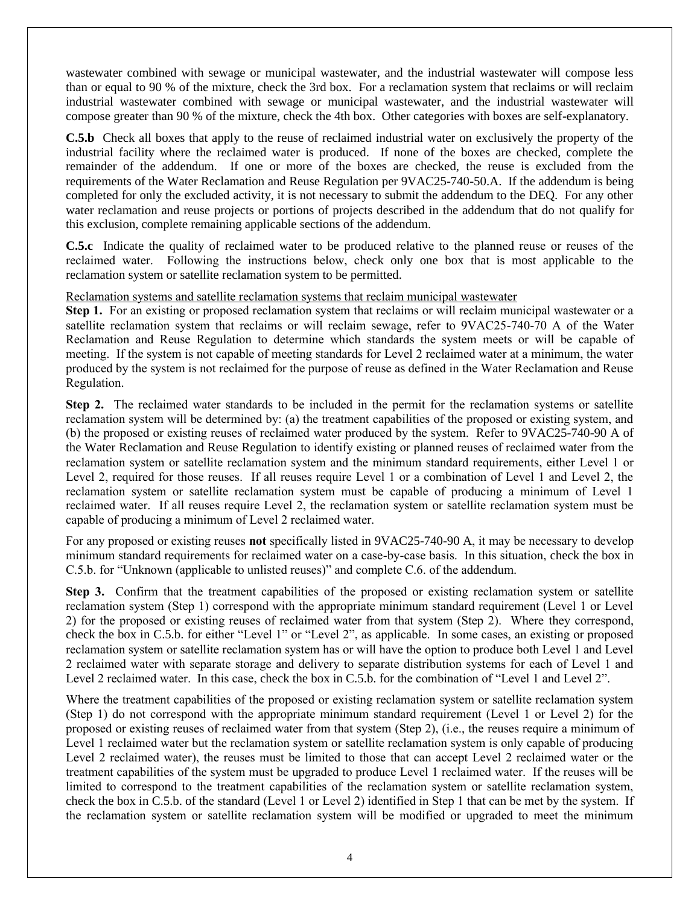wastewater combined with sewage or municipal wastewater, and the industrial wastewater will compose less than or equal to 90 % of the mixture, check the 3rd box. For a reclamation system that reclaims or will reclaim industrial wastewater combined with sewage or municipal wastewater, and the industrial wastewater will compose greater than 90 % of the mixture, check the 4th box. Other categories with boxes are self-explanatory.

**C.5.b** Check all boxes that apply to the reuse of reclaimed industrial water on exclusively the property of the industrial facility where the reclaimed water is produced. If none of the boxes are checked, complete the remainder of the addendum. If one or more of the boxes are checked, the reuse is excluded from the requirements of the Water Reclamation and Reuse Regulation per 9VAC25-740-50.A. If the addendum is being completed for only the excluded activity, it is not necessary to submit the addendum to the DEQ. For any other water reclamation and reuse projects or portions of projects described in the addendum that do not qualify for this exclusion, complete remaining applicable sections of the addendum.

**C.5.c** Indicate the quality of reclaimed water to be produced relative to the planned reuse or reuses of the reclaimed water. Following the instructions below, check only one box that is most applicable to the reclamation system or satellite reclamation system to be permitted.

Reclamation systems and satellite reclamation systems that reclaim municipal wastewater

**Step 1.** For an existing or proposed reclamation system that reclaims or will reclaim municipal wastewater or a satellite reclamation system that reclaims or will reclaim sewage, refer to 9VAC25-740-70 A of the Water Reclamation and Reuse Regulation to determine which standards the system meets or will be capable of meeting. If the system is not capable of meeting standards for Level 2 reclaimed water at a minimum, the water produced by the system is not reclaimed for the purpose of reuse as defined in the Water Reclamation and Reuse Regulation.

**Step 2.** The reclaimed water standards to be included in the permit for the reclamation systems or satellite reclamation system will be determined by: (a) the treatment capabilities of the proposed or existing system, and (b) the proposed or existing reuses of reclaimed water produced by the system. Refer to 9VAC25-740-90 A of the Water Reclamation and Reuse Regulation to identify existing or planned reuses of reclaimed water from the reclamation system or satellite reclamation system and the minimum standard requirements, either Level 1 or Level 2, required for those reuses. If all reuses require Level 1 or a combination of Level 1 and Level 2, the reclamation system or satellite reclamation system must be capable of producing a minimum of Level 1 reclaimed water. If all reuses require Level 2, the reclamation system or satellite reclamation system must be capable of producing a minimum of Level 2 reclaimed water.

For any proposed or existing reuses **not** specifically listed in 9VAC25-740-90 A, it may be necessary to develop minimum standard requirements for reclaimed water on a case-by-case basis. In this situation, check the box in C.5.b. for "Unknown (applicable to unlisted reuses)" and complete C.6. of the addendum.

**Step 3.** Confirm that the treatment capabilities of the proposed or existing reclamation system or satellite reclamation system (Step 1) correspond with the appropriate minimum standard requirement (Level 1 or Level 2) for the proposed or existing reuses of reclaimed water from that system (Step 2). Where they correspond, check the box in C.5.b. for either "Level 1" or "Level 2", as applicable. In some cases, an existing or proposed reclamation system or satellite reclamation system has or will have the option to produce both Level 1 and Level 2 reclaimed water with separate storage and delivery to separate distribution systems for each of Level 1 and Level 2 reclaimed water. In this case, check the box in C.5.b. for the combination of "Level 1 and Level 2".

Where the treatment capabilities of the proposed or existing reclamation system or satellite reclamation system (Step 1) do not correspond with the appropriate minimum standard requirement (Level 1 or Level 2) for the proposed or existing reuses of reclaimed water from that system (Step 2), (i.e., the reuses require a minimum of Level 1 reclaimed water but the reclamation system or satellite reclamation system is only capable of producing Level 2 reclaimed water), the reuses must be limited to those that can accept Level 2 reclaimed water or the treatment capabilities of the system must be upgraded to produce Level 1 reclaimed water. If the reuses will be limited to correspond to the treatment capabilities of the reclamation system or satellite reclamation system, check the box in C.5.b. of the standard (Level 1 or Level 2) identified in Step 1 that can be met by the system. If the reclamation system or satellite reclamation system will be modified or upgraded to meet the minimum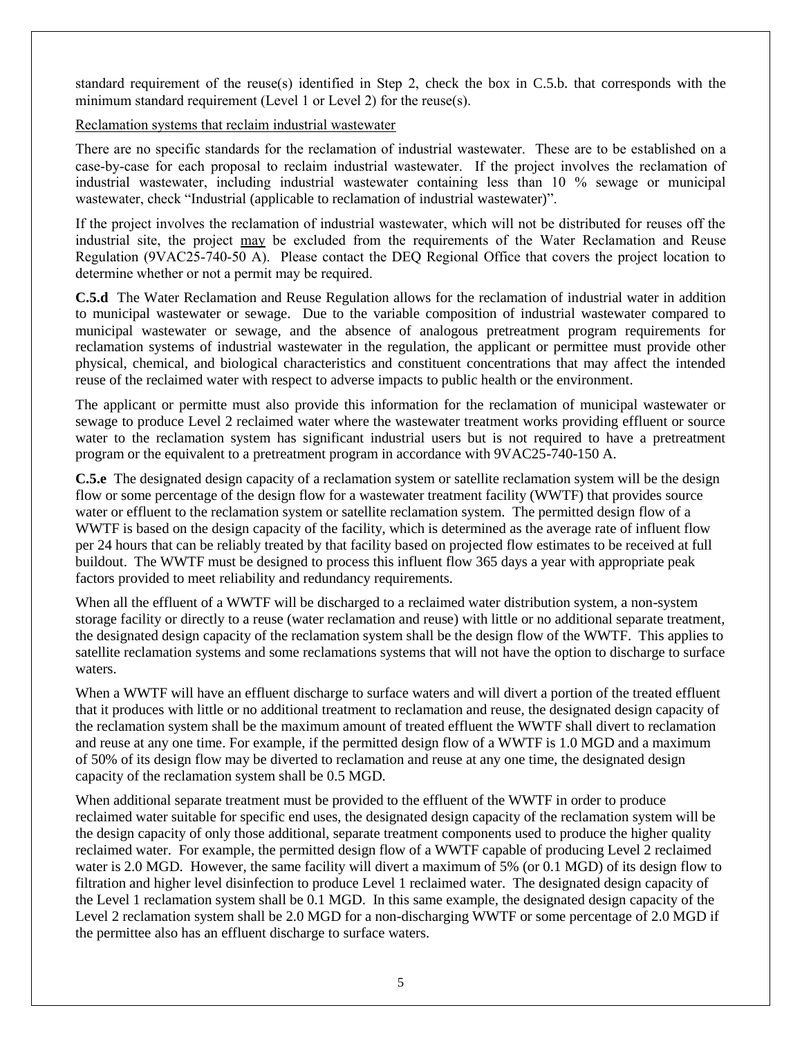standard requirement of the reuse(s) identified in Step 2, check the box in C.5.b. that corresponds with the minimum standard requirement (Level 1 or Level 2) for the reuse(s).

Reclamation systems that reclaim industrial wastewater

There are no specific standards for the reclamation of industrial wastewater. These are to be established on a case-by-case for each proposal to reclaim industrial wastewater. If the project involves the reclamation of industrial wastewater, including industrial wastewater containing less than 10 % sewage or municipal wastewater, check "Industrial (applicable to reclamation of industrial wastewater)".

If the project involves the reclamation of industrial wastewater, which will not be distributed for reuses off the industrial site, the project may be excluded from the requirements of the Water Reclamation and Reuse Regulation (9VAC25-740-50 A). Please contact the DEQ Regional Office that covers the project location to determine whether or not a permit may be required.

**C.5.d** The Water Reclamation and Reuse Regulation allows for the reclamation of industrial water in addition to municipal wastewater or sewage. Due to the variable composition of industrial wastewater compared to municipal wastewater or sewage, and the absence of analogous pretreatment program requirements for reclamation systems of industrial wastewater in the regulation, the applicant or permittee must provide other physical, chemical, and biological characteristics and constituent concentrations that may affect the intended reuse of the reclaimed water with respect to adverse impacts to public health or the environment.

The applicant or permitte must also provide this information for the reclamation of municipal wastewater or sewage to produce Level 2 reclaimed water where the wastewater treatment works providing effluent or source water to the reclamation system has significant industrial users but is not required to have a pretreatment program or the equivalent to a pretreatment program in accordance with 9VAC25-740-150 A.

**C.5.e** The designated design capacity of a reclamation system or satellite reclamation system will be the design flow or some percentage of the design flow for a wastewater treatment facility (WWTF) that provides source water or effluent to the reclamation system or satellite reclamation system. The permitted design flow of a WWTF is based on the design capacity of the facility, which is determined as the average rate of influent flow per 24 hours that can be reliably treated by that facility based on projected flow estimates to be received at full buildout. The WWTF must be designed to process this influent flow 365 days a year with appropriate peak factors provided to meet reliability and redundancy requirements.

When all the effluent of a WWTF will be discharged to a reclaimed water distribution system, a non-system storage facility or directly to a reuse (water reclamation and reuse) with little or no additional separate treatment, the designated design capacity of the reclamation system shall be the design flow of the WWTF. This applies to satellite reclamation systems and some reclamations systems that will not have the option to discharge to surface waters.

When a WWTF will have an effluent discharge to surface waters and will divert a portion of the treated effluent that it produces with little or no additional treatment to reclamation and reuse, the designated design capacity of the reclamation system shall be the maximum amount of treated effluent the WWTF shall divert to reclamation and reuse at any one time. For example, if the permitted design flow of a WWTF is 1.0 MGD and a maximum of 50% of its design flow may be diverted to reclamation and reuse at any one time, the designated design capacity of the reclamation system shall be 0.5 MGD.

When additional separate treatment must be provided to the effluent of the WWTF in order to produce reclaimed water suitable for specific end uses, the designated design capacity of the reclamation system will be the design capacity of only those additional, separate treatment components used to produce the higher quality reclaimed water. For example, the permitted design flow of a WWTF capable of producing Level 2 reclaimed water is 2.0 MGD. However, the same facility will divert a maximum of 5% (or 0.1 MGD) of its design flow to filtration and higher level disinfection to produce Level 1 reclaimed water. The designated design capacity of the Level 1 reclamation system shall be 0.1 MGD. In this same example, the designated design capacity of the Level 2 reclamation system shall be 2.0 MGD for a non-discharging WWTF or some percentage of 2.0 MGD if the permittee also has an effluent discharge to surface waters.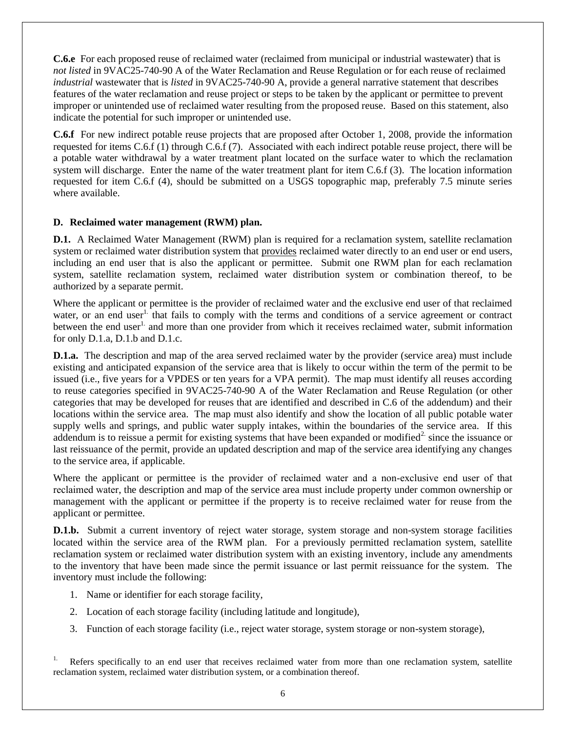**C.6.e** For each proposed reuse of reclaimed water (reclaimed from municipal or industrial wastewater) that is *not listed* in 9VAC25-740-90 A of the Water Reclamation and Reuse Regulation or for each reuse of reclaimed *industrial* wastewater that is *listed* in 9VAC25-740-90 A, provide a general narrative statement that describes features of the water reclamation and reuse project or steps to be taken by the applicant or permittee to prevent improper or unintended use of reclaimed water resulting from the proposed reuse. Based on this statement, also indicate the potential for such improper or unintended use.

**C.6.f** For new indirect potable reuse projects that are proposed after October 1, 2008, provide the information requested for items C.6.f (1) through C.6.f (7). Associated with each indirect potable reuse project, there will be a potable water withdrawal by a water treatment plant located on the surface water to which the reclamation system will discharge. Enter the name of the water treatment plant for item C.6.f (3). The location information requested for item C.6.f (4), should be submitted on a USGS topographic map, preferably 7.5 minute series where available.

## D. Reclaimed water management (RWM) plan.

**D.1.** A Reclaimed Water Management (RWM) plan is required for a reclamation system, satellite reclamation system or reclaimed water distribution system that provides reclaimed water directly to an end user or end users, including an end user that is also the applicant or permittee. Submit one RWM plan for each reclamation system, satellite reclamation system, reclaimed water distribution system or combination thereof, to be authorized by a separate permit.

Where the applicant or permittee is the provider of reclaimed water and the exclusive end user of that reclaimed water, or an end user[1.] that fails to comply with the terms and conditions of a service agreement or contract between the end user[1.] and more than one provider from which it receives reclaimed water, submit information for only D.1.a, D.1.b and D.1.c.

**D.1.a.** The description and map of the area served reclaimed water by the provider (service area) must include existing and anticipated expansion of the service area that is likely to occur within the term of the permit to be issued (i.e., five years for a VPDES or ten years for a VPA permit). The map must identify all reuses according to reuse categories specified in 9VAC25-740-90 A of the Water Reclamation and Reuse Regulation (or other categories that may be developed for reuses that are identified and described in C.6 of the addendum) and their locations within the service area. The map must also identify and show the location of all public potable water supply wells and springs, and public water supply intakes, within the boundaries of the service area. If this addendum is to reissue a permit for existing systems that have been expanded or modified[2.] since the issuance or last reissuance of the permit, provide an updated description and map of the service area identifying any changes to the service area, if applicable.

Where the applicant or permittee is the provider of reclaimed water and a non-exclusive end user of that reclaimed water, the description and map of the service area must include property under common ownership or management with the applicant or permittee if the property is to receive reclaimed water for reuse from the applicant or permittee.

**D.1.b.** Submit a current inventory of reject water storage, system storage and non-system storage facilities located within the service area of the RWM plan. For a previously permitted reclamation system, satellite reclamation system or reclaimed water distribution system with an existing inventory, include any amendments to the inventory that have been made since the permit issuance or last permit reissuance for the system. The inventory must include the following:

1. Name or identifier for each storage facility,
2. Location of each storage facility (including latitude and longitude),
3. Function of each storage facility (i.e., reject water storage, system storage or non-system storage),

[1.] Refers specifically to an end user that receives reclaimed water from more than one reclamation system, satellite reclamation system, reclaimed water distribution system, or a combination thereof.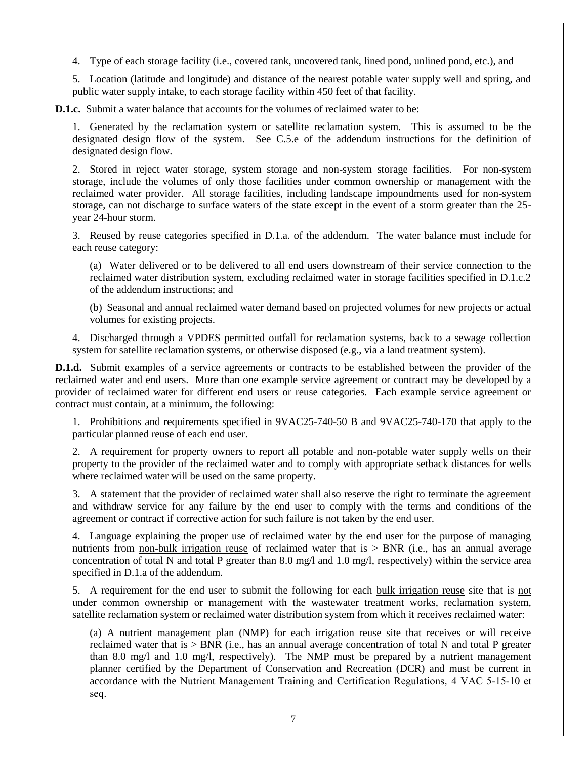4. Type of each storage facility (i.e., covered tank, uncovered tank, lined pond, unlined pond, etc.), and

5. Location (latitude and longitude) and distance of the nearest potable water supply well and spring, and public water supply intake, to each storage facility within 450 feet of that facility.

**D.1.c.** Submit a water balance that accounts for the volumes of reclaimed water to be:

1. Generated by the reclamation system or satellite reclamation system. This is assumed to be the designated design flow of the system. See C.5.e of the addendum instructions for the definition of designated design flow.

2. Stored in reject water storage, system storage and non-system storage facilities. For non-system storage, include the volumes of only those facilities under common ownership or management with the reclaimed water provider. All storage facilities, including landscape impoundments used for non-system storage, can not discharge to surface waters of the state except in the event of a storm greater than the 25-year 24-hour storm.

3. Reused by reuse categories specified in D.1.a. of the addendum. The water balance must include for each reuse category:

(a) Water delivered or to be delivered to all end users downstream of their service connection to the reclaimed water distribution system, excluding reclaimed water in storage facilities specified in D.1.c.2 of the addendum instructions; and

(b) Seasonal and annual reclaimed water demand based on projected volumes for new projects or actual volumes for existing projects.

4. Discharged through a VPDES permitted outfall for reclamation systems, back to a sewage collection system for satellite reclamation systems, or otherwise disposed (e.g., via a land treatment system).

**D.1.d.** Submit examples of a service agreements or contracts to be established between the provider of the reclaimed water and end users. More than one example service agreement or contract may be developed by a provider of reclaimed water for different end users or reuse categories. Each example service agreement or contract must contain, at a minimum, the following:

1. Prohibitions and requirements specified in 9VAC25-740-50 B and 9VAC25-740-170 that apply to the particular planned reuse of each end user.

2. A requirement for property owners to report all potable and non-potable water supply wells on their property to the provider of the reclaimed water and to comply with appropriate setback distances for wells where reclaimed water will be used on the same property.

3. A statement that the provider of reclaimed water shall also reserve the right to terminate the agreement and withdraw service for any failure by the end user to comply with the terms and conditions of the agreement or contract if corrective action for such failure is not taken by the end user.

4. Language explaining the proper use of reclaimed water by the end user for the purpose of managing nutrients from non-bulk irrigation reuse of reclaimed water that is > BNR (i.e., has an annual average concentration of total N and total P greater than 8.0 mg/l and 1.0 mg/l, respectively) within the service area specified in D.1.a of the addendum.

5. A requirement for the end user to submit the following for each bulk irrigation reuse site that is not under common ownership or management with the wastewater treatment works, reclamation system, satellite reclamation system or reclaimed water distribution system from which it receives reclaimed water:

(a) A nutrient management plan (NMP) for each irrigation reuse site that receives or will receive reclaimed water that is > BNR (i.e., has an annual average concentration of total N and total P greater than 8.0 mg/l and 1.0 mg/l, respectively). The NMP must be prepared by a nutrient management planner certified by the Department of Conservation and Recreation (DCR) and must be current in accordance with the Nutrient Management Training and Certification Regulations, 4 VAC 5-15-10 et seq.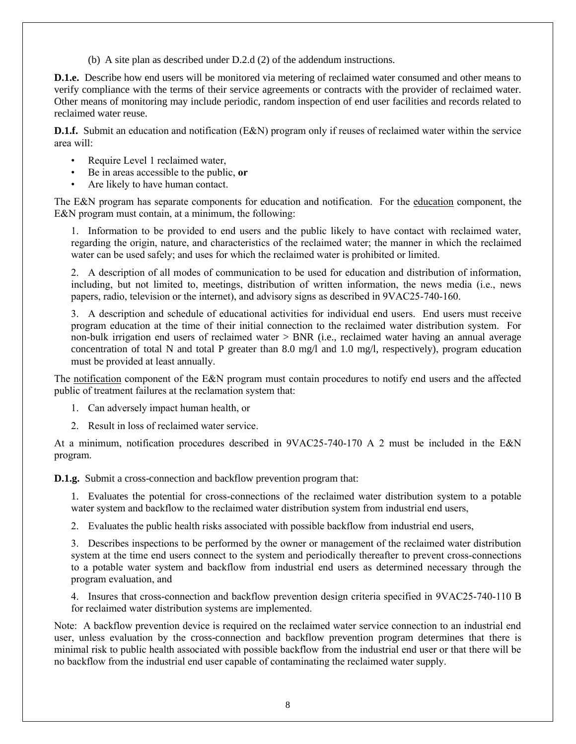(b) A site plan as described under D.2.d (2) of the addendum instructions.

**D.1.e.** Describe how end users will be monitored via metering of reclaimed water consumed and other means to verify compliance with the terms of their service agreements or contracts with the provider of reclaimed water. Other means of monitoring may include periodic, random inspection of end user facilities and records related to reclaimed water reuse.

**D.1.f.** Submit an education and notification (E&N) program only if reuses of reclaimed water within the service area will:

- Require Level 1 reclaimed water,
- Be in areas accessible to the public, **or**
- Are likely to have human contact.

The E&N program has separate components for education and notification. For the <u>education</u> component, the E&N program must contain, at a minimum, the following:

1. Information to be provided to end users and the public likely to have contact with reclaimed water, regarding the origin, nature, and characteristics of the reclaimed water; the manner in which the reclaimed water can be used safely; and uses for which the reclaimed water is prohibited or limited.

2. A description of all modes of communication to be used for education and distribution of information, including, but not limited to, meetings, distribution of written information, the news media (i.e., news papers, radio, television or the internet), and advisory signs as described in 9VAC25-740-160.

3. A description and schedule of educational activities for individual end users. End users must receive program education at the time of their initial connection to the reclaimed water distribution system. For non-bulk irrigation end users of reclaimed water > BNR (i.e., reclaimed water having an annual average concentration of total N and total P greater than 8.0 mg/l and 1.0 mg/l, respectively), program education must be provided at least annually.

The <u>notification</u> component of the E&N program must contain procedures to notify end users and the affected public of treatment failures at the reclamation system that:

1. Can adversely impact human health, or

2. Result in loss of reclaimed water service.

At a minimum, notification procedures described in 9VAC25-740-170 A 2 must be included in the E&N program.

**D.1.g.** Submit a cross-connection and backflow prevention program that:

1. Evaluates the potential for cross-connections of the reclaimed water distribution system to a potable water system and backflow to the reclaimed water distribution system from industrial end users,

2. Evaluates the public health risks associated with possible backflow from industrial end users,

3. Describes inspections to be performed by the owner or management of the reclaimed water distribution system at the time end users connect to the system and periodically thereafter to prevent cross-connections to a potable water system and backflow from industrial end users as determined necessary through the program evaluation, and

4. Insures that cross-connection and backflow prevention design criteria specified in 9VAC25-740-110 B for reclaimed water distribution systems are implemented.

Note: A backflow prevention device is required on the reclaimed water service connection to an industrial end user, unless evaluation by the cross-connection and backflow prevention program determines that there is minimal risk to public health associated with possible backflow from the industrial end user or that there will be no backflow from the industrial end user capable of contaminating the reclaimed water supply.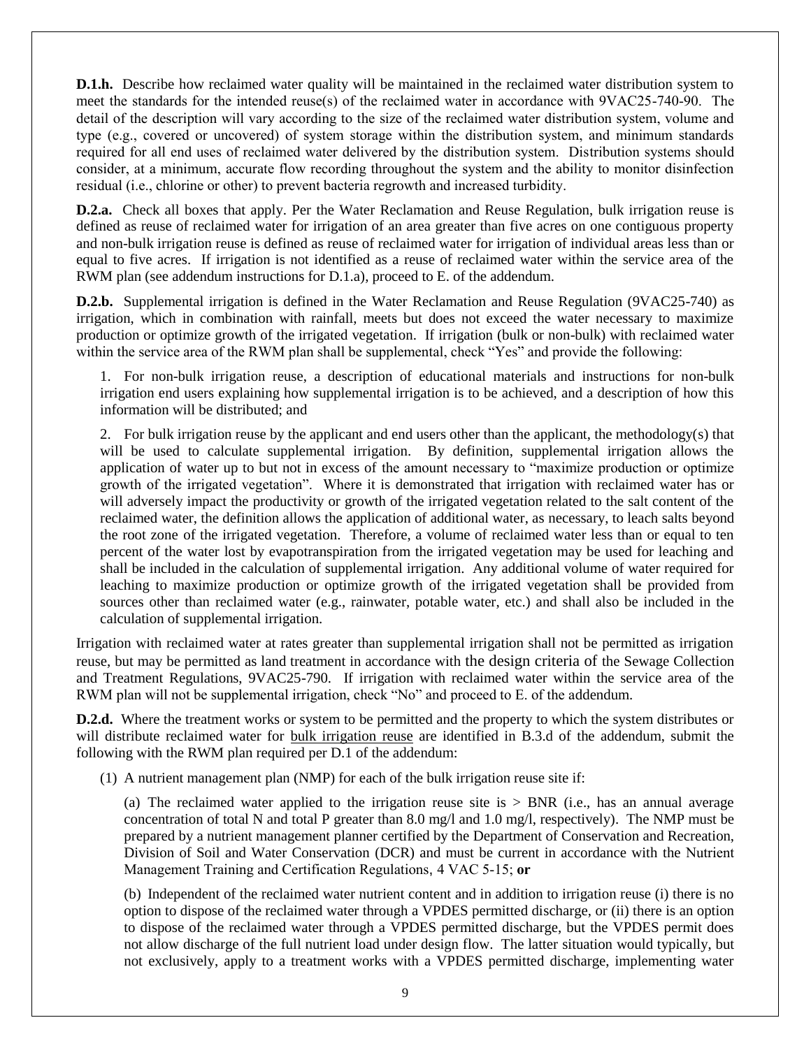**D.1.h.** Describe how reclaimed water quality will be maintained in the reclaimed water distribution system to meet the standards for the intended reuse(s) of the reclaimed water in accordance with 9VAC25-740-90. The detail of the description will vary according to the size of the reclaimed water distribution system, volume and type (e.g., covered or uncovered) of system storage within the distribution system, and minimum standards required for all end uses of reclaimed water delivered by the distribution system. Distribution systems should consider, at a minimum, accurate flow recording throughout the system and the ability to monitor disinfection residual (i.e., chlorine or other) to prevent bacteria regrowth and increased turbidity.

**D.2.a.** Check all boxes that apply. Per the Water Reclamation and Reuse Regulation, bulk irrigation reuse is defined as reuse of reclaimed water for irrigation of an area greater than five acres on one contiguous property and non-bulk irrigation reuse is defined as reuse of reclaimed water for irrigation of individual areas less than or equal to five acres. If irrigation is not identified as a reuse of reclaimed water within the service area of the RWM plan (see addendum instructions for D.1.a), proceed to E. of the addendum.

**D.2.b.** Supplemental irrigation is defined in the Water Reclamation and Reuse Regulation (9VAC25-740) as irrigation, which in combination with rainfall, meets but does not exceed the water necessary to maximize production or optimize growth of the irrigated vegetation. If irrigation (bulk or non-bulk) with reclaimed water within the service area of the RWM plan shall be supplemental, check "Yes" and provide the following:

1. For non-bulk irrigation reuse, a description of educational materials and instructions for non-bulk irrigation end users explaining how supplemental irrigation is to be achieved, and a description of how this information will be distributed; and

2. For bulk irrigation reuse by the applicant and end users other than the applicant, the methodology(s) that will be used to calculate supplemental irrigation. By definition, supplemental irrigation allows the application of water up to but not in excess of the amount necessary to "maximize production or optimize growth of the irrigated vegetation". Where it is demonstrated that irrigation with reclaimed water has or will adversely impact the productivity or growth of the irrigated vegetation related to the salt content of the reclaimed water, the definition allows the application of additional water, as necessary, to leach salts beyond the root zone of the irrigated vegetation. Therefore, a volume of reclaimed water less than or equal to ten percent of the water lost by evapotranspiration from the irrigated vegetation may be used for leaching and shall be included in the calculation of supplemental irrigation. Any additional volume of water required for leaching to maximize production or optimize growth of the irrigated vegetation shall be provided from sources other than reclaimed water (e.g., rainwater, potable water, etc.) and shall also be included in the calculation of supplemental irrigation.

Irrigation with reclaimed water at rates greater than supplemental irrigation shall not be permitted as irrigation reuse, but may be permitted as land treatment in accordance with the design criteria of the Sewage Collection and Treatment Regulations, 9VAC25-790. If irrigation with reclaimed water within the service area of the RWM plan will not be supplemental irrigation, check "No" and proceed to E. of the addendum.

**D.2.d.** Where the treatment works or system to be permitted and the property to which the system distributes or will distribute reclaimed water for bulk irrigation reuse are identified in B.3.d of the addendum, submit the following with the RWM plan required per D.1 of the addendum:

(1) A nutrient management plan (NMP) for each of the bulk irrigation reuse site if:

(a) The reclaimed water applied to the irrigation reuse site is > BNR (i.e., has an annual average concentration of total N and total P greater than 8.0 mg/l and 1.0 mg/l, respectively). The NMP must be prepared by a nutrient management planner certified by the Department of Conservation and Recreation, Division of Soil and Water Conservation (DCR) and must be current in accordance with the Nutrient Management Training and Certification Regulations, 4 VAC 5-15; **or**

(b) Independent of the reclaimed water nutrient content and in addition to irrigation reuse (i) there is no option to dispose of the reclaimed water through a VPDES permitted discharge, or (ii) there is an option to dispose of the reclaimed water through a VPDES permitted discharge, but the VPDES permit does not allow discharge of the full nutrient load under design flow. The latter situation would typically, but not exclusively, apply to a treatment works with a VPDES permitted discharge, implementing water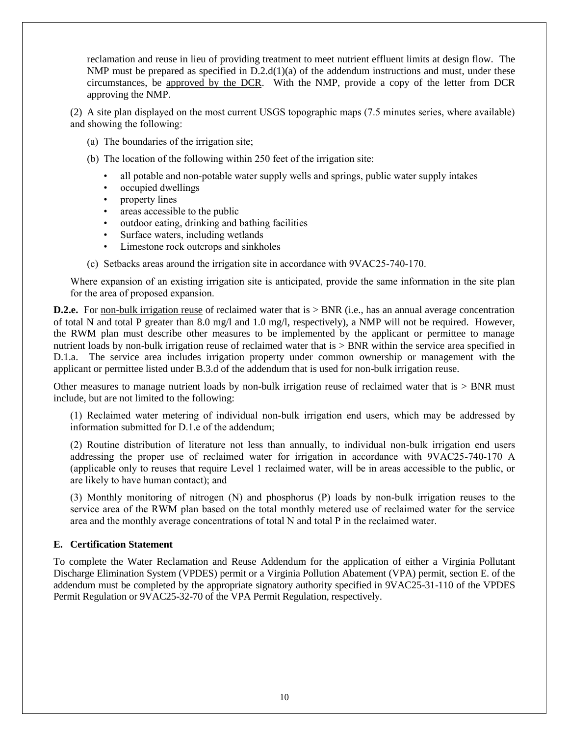reclamation and reuse in lieu of providing treatment to meet nutrient effluent limits at design flow. The NMP must be prepared as specified in D.2.d(1)(a) of the addendum instructions and must, under these circumstances, be approved by the DCR. With the NMP, provide a copy of the letter from DCR approving the NMP.

(2) A site plan displayed on the most current USGS topographic maps (7.5 minutes series, where available) and showing the following:

(a) The boundaries of the irrigation site;

(b) The location of the following within 250 feet of the irrigation site:

- all potable and non-potable water supply wells and springs, public water supply intakes
- occupied dwellings
- property lines
- areas accessible to the public
- outdoor eating, drinking and bathing facilities
- Surface waters, including wetlands
- Limestone rock outcrops and sinkholes

(c) Setbacks areas around the irrigation site in accordance with 9VAC25-740-170.

Where expansion of an existing irrigation site is anticipated, provide the same information in the site plan for the area of proposed expansion.

**D.2.e.** For non-bulk irrigation reuse of reclaimed water that is > BNR (i.e., has an annual average concentration of total N and total P greater than 8.0 mg/l and 1.0 mg/l, respectively), a NMP will not be required. However, the RWM plan must describe other measures to be implemented by the applicant or permittee to manage nutrient loads by non-bulk irrigation reuse of reclaimed water that is > BNR within the service area specified in D.1.a. The service area includes irrigation property under common ownership or management with the applicant or permittee listed under B.3.d of the addendum that is used for non-bulk irrigation reuse.

Other measures to manage nutrient loads by non-bulk irrigation reuse of reclaimed water that is > BNR must include, but are not limited to the following:

(1) Reclaimed water metering of individual non-bulk irrigation end users, which may be addressed by information submitted for D.1.e of the addendum;

(2) Routine distribution of literature not less than annually, to individual non-bulk irrigation end users addressing the proper use of reclaimed water for irrigation in accordance with 9VAC25-740-170 A (applicable only to reuses that require Level 1 reclaimed water, will be in areas accessible to the public, or are likely to have human contact); and

(3) Monthly monitoring of nitrogen (N) and phosphorus (P) loads by non-bulk irrigation reuses to the service area of the RWM plan based on the total monthly metered use of reclaimed water for the service area and the monthly average concentrations of total N and total P in the reclaimed water.

### E. Certification Statement

To complete the Water Reclamation and Reuse Addendum for the application of either a Virginia Pollutant Discharge Elimination System (VPDES) permit or a Virginia Pollution Abatement (VPA) permit, section E. of the addendum must be completed by the appropriate signatory authority specified in 9VAC25-31-110 of the VPDES Permit Regulation or 9VAC25-32-70 of the VPA Permit Regulation, respectively.